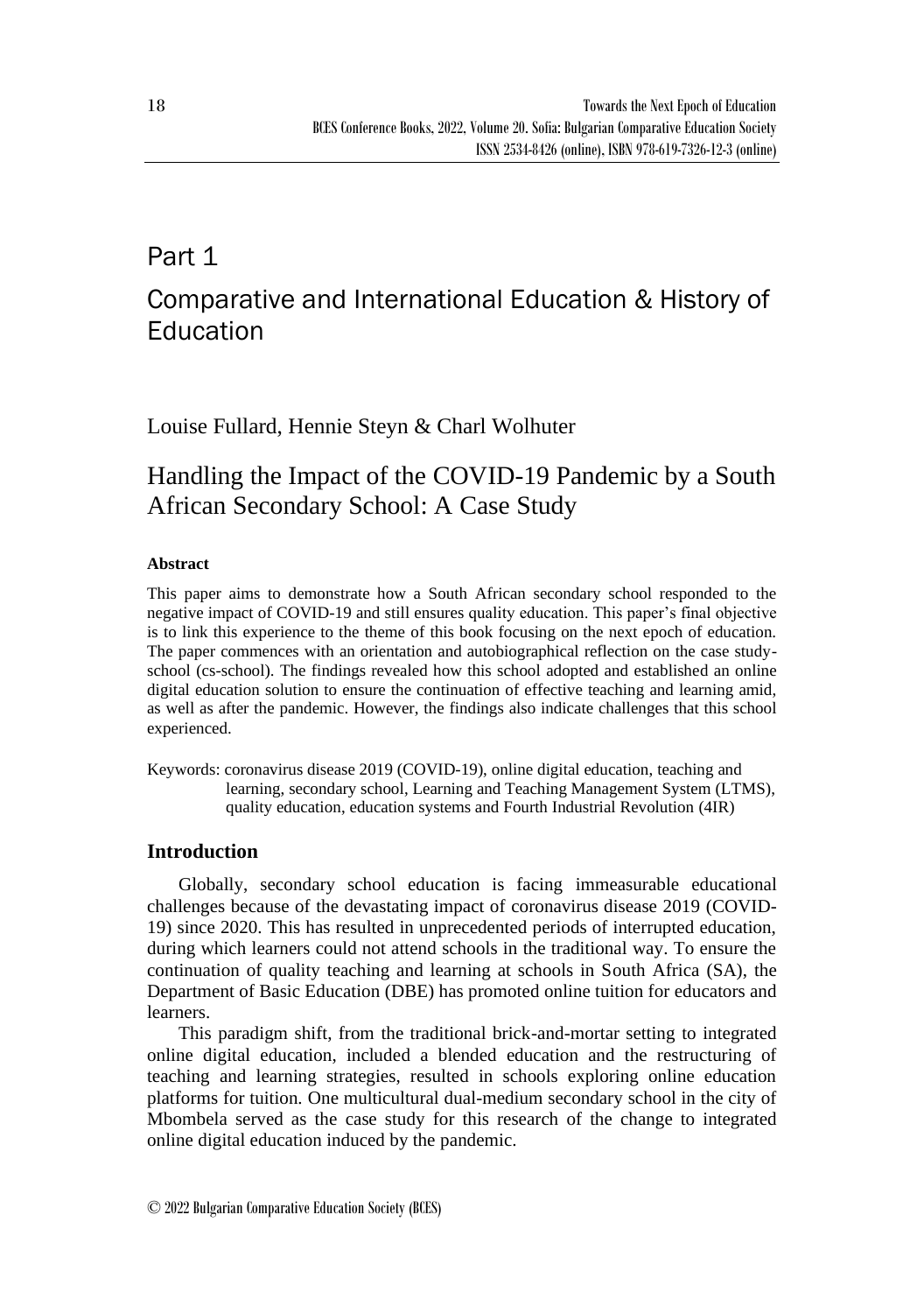# Part 1

# Comparative and International Education & History of Education

Louise Fullard, Hennie Steyn & Charl Wolhuter

## Handling the Impact of the COVID-19 Pandemic by a South African Secondary School: A Case Study

### Abstract

This paper aims to demonstrate how a South African secondary school responded to the negative impact of COVID-19 and still ensures quality education. This paper's final objective is to link this experience to the theme of this book focusing on the next epoch of education. The paper commences with an orientation and autobiographical reflection on the case study-school (cs-school). The findings revealed how this school adopted and established an online digital education solution to ensure the continuation of effective teaching and learning amid, as well as after the pandemic. However, the findings also indicate challenges that this school experienced.

Keywords: coronavirus disease 2019 (COVID-19), online digital education, teaching and learning, secondary school, Learning and Teaching Management System (LTMS), quality education, education systems and Fourth Industrial Revolution (4IR)

### Introduction

Globally, secondary school education is facing immeasurable educational challenges because of the devastating impact of coronavirus disease 2019 (COVID-19) since 2020. This has resulted in unprecedented periods of interrupted education, during which learners could not attend schools in the traditional way. To ensure the continuation of quality teaching and learning at schools in South Africa (SA), the Department of Basic Education (DBE) has promoted online tuition for educators and learners.

This paradigm shift, from the traditional brick-and-mortar setting to integrated online digital education, included a blended education and the restructuring of teaching and learning strategies, resulted in schools exploring online education platforms for tuition. One multicultural dual-medium secondary school in the city of Mbombela served as the case study for this research of the change to integrated online digital education induced by the pandemic.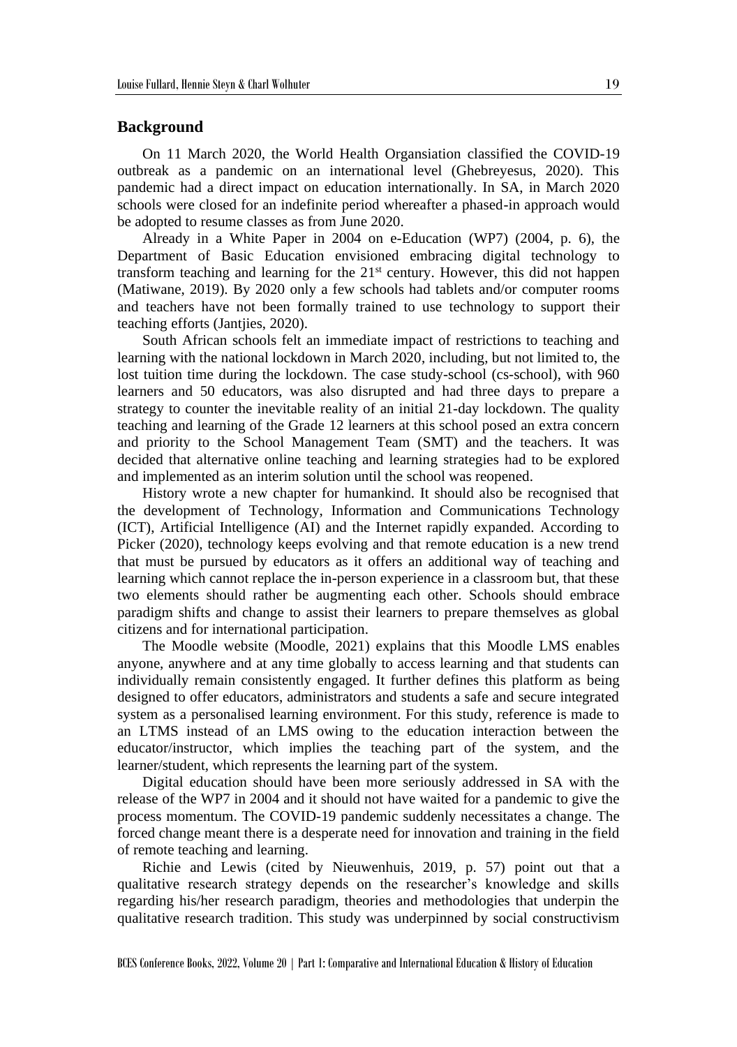## Background

On 11 March 2020, the World Health Organsiation classified the COVID-19 outbreak as a pandemic on an international level (Ghebreyesus, 2020). This pandemic had a direct impact on education internationally. In SA, in March 2020 schools were closed for an indefinite period whereafter a phased-in approach would be adopted to resume classes as from June 2020.

Already in a White Paper in 2004 on e-Education (WP7) (2004, p. 6), the Department of Basic Education envisioned embracing digital technology to transform teaching and learning for the 21st century. However, this did not happen (Matiwane, 2019). By 2020 only a few schools had tablets and/or computer rooms and teachers have not been formally trained to use technology to support their teaching efforts (Jantjies, 2020).

South African schools felt an immediate impact of restrictions to teaching and learning with the national lockdown in March 2020, including, but not limited to, the lost tuition time during the lockdown. The case study-school (cs-school), with 960 learners and 50 educators, was also disrupted and had three days to prepare a strategy to counter the inevitable reality of an initial 21-day lockdown. The quality teaching and learning of the Grade 12 learners at this school posed an extra concern and priority to the School Management Team (SMT) and the teachers. It was decided that alternative online teaching and learning strategies had to be explored and implemented as an interim solution until the school was reopened.

History wrote a new chapter for humankind. It should also be recognised that the development of Technology, Information and Communications Technology (ICT), Artificial Intelligence (AI) and the Internet rapidly expanded. According to Picker (2020), technology keeps evolving and that remote education is a new trend that must be pursued by educators as it offers an additional way of teaching and learning which cannot replace the in-person experience in a classroom but, that these two elements should rather be augmenting each other. Schools should embrace paradigm shifts and change to assist their learners to prepare themselves as global citizens and for international participation.

The Moodle website (Moodle, 2021) explains that this Moodle LMS enables anyone, anywhere and at any time globally to access learning and that students can individually remain consistently engaged. It further defines this platform as being designed to offer educators, administrators and students a safe and secure integrated system as a personalised learning environment. For this study, reference is made to an LTMS instead of an LMS owing to the education interaction between the educator/instructor, which implies the teaching part of the system, and the learner/student, which represents the learning part of the system.

Digital education should have been more seriously addressed in SA with the release of the WP7 in 2004 and it should not have waited for a pandemic to give the process momentum. The COVID-19 pandemic suddenly necessitates a change. The forced change meant there is a desperate need for innovation and training in the field of remote teaching and learning.

Richie and Lewis (cited by Nieuwenhuis, 2019, p. 57) point out that a qualitative research strategy depends on the researcher's knowledge and skills regarding his/her research paradigm, theories and methodologies that underpin the qualitative research tradition. This study was underpinned by social constructivism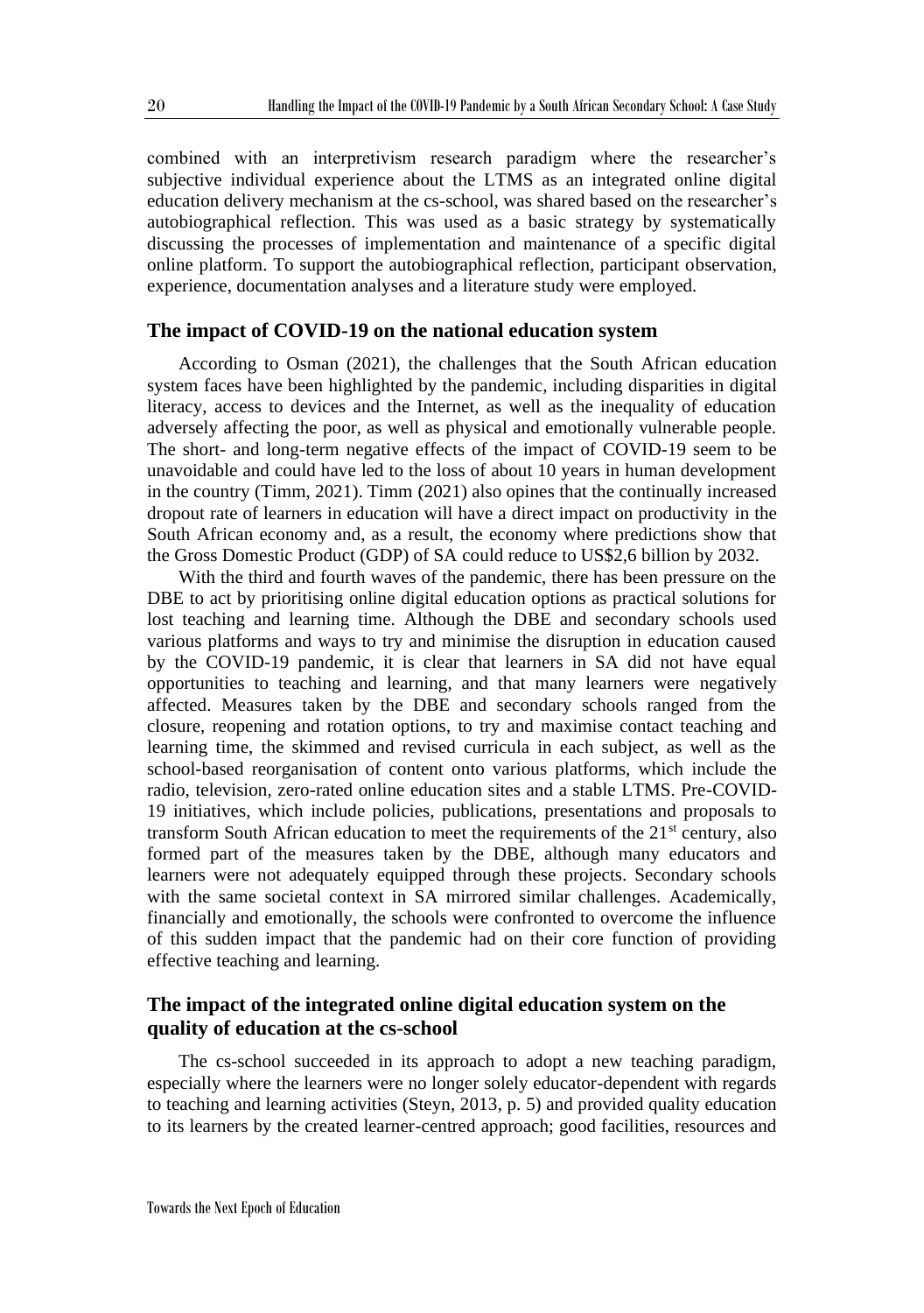combined with an interpretivism research paradigm where the researcher's subjective individual experience about the LTMS as an integrated online digital education delivery mechanism at the cs-school, was shared based on the researcher's autobiographical reflection. This was used as a basic strategy by systematically discussing the processes of implementation and maintenance of a specific digital online platform. To support the autobiographical reflection, participant observation, experience, documentation analyses and a literature study were employed.

## The impact of COVID-19 on the national education system

According to Osman (2021), the challenges that the South African education system faces have been highlighted by the pandemic, including disparities in digital literacy, access to devices and the Internet, as well as the inequality of education adversely affecting the poor, as well as physical and emotionally vulnerable people. The short- and long-term negative effects of the impact of COVID-19 seem to be unavoidable and could have led to the loss of about 10 years in human development in the country (Timm, 2021). Timm (2021) also opines that the continually increased dropout rate of learners in education will have a direct impact on productivity in the South African economy and, as a result, the economy where predictions show that the Gross Domestic Product (GDP) of SA could reduce to US$2,6 billion by 2032.

With the third and fourth waves of the pandemic, there has been pressure on the DBE to act by prioritising online digital education options as practical solutions for lost teaching and learning time. Although the DBE and secondary schools used various platforms and ways to try and minimise the disruption in education caused by the COVID-19 pandemic, it is clear that learners in SA did not have equal opportunities to teaching and learning, and that many learners were negatively affected. Measures taken by the DBE and secondary schools ranged from the closure, reopening and rotation options, to try and maximise contact teaching and learning time, the skimmed and revised curricula in each subject, as well as the school-based reorganisation of content onto various platforms, which include the radio, television, zero-rated online education sites and a stable LTMS. Pre-COVID-19 initiatives, which include policies, publications, presentations and proposals to transform South African education to meet the requirements of the 21st century, also formed part of the measures taken by the DBE, although many educators and learners were not adequately equipped through these projects. Secondary schools with the same societal context in SA mirrored similar challenges. Academically, financially and emotionally, the schools were confronted to overcome the influence of this sudden impact that the pandemic had on their core function of providing effective teaching and learning.

## The impact of the integrated online digital education system on the quality of education at the cs-school

The cs-school succeeded in its approach to adopt a new teaching paradigm, especially where the learners were no longer solely educator-dependent with regards to teaching and learning activities (Steyn, 2013, p. 5) and provided quality education to its learners by the created learner-centred approach; good facilities, resources and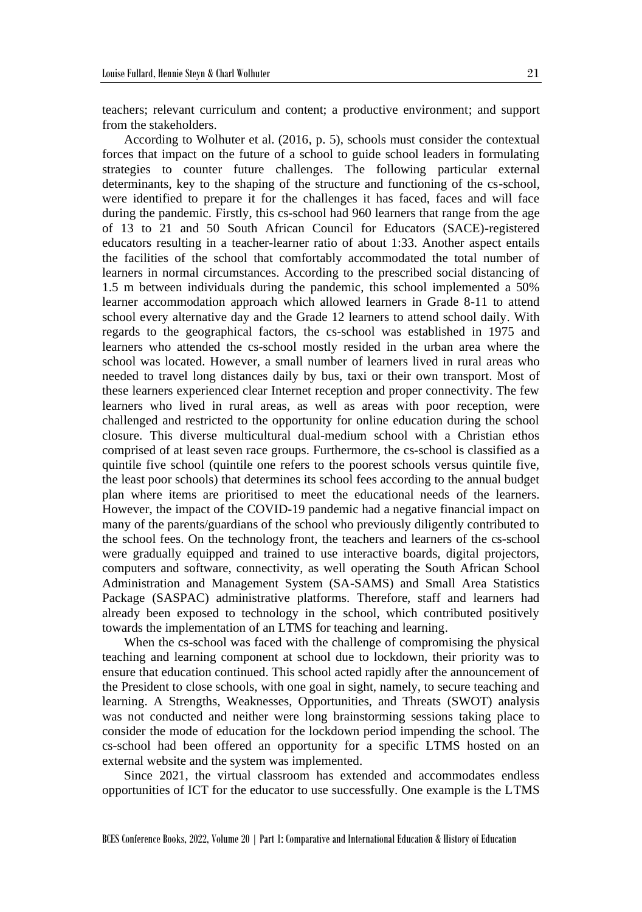teachers; relevant curriculum and content; a productive environment; and support from the stakeholders.

According to Wolhuter et al. (2016, p. 5), schools must consider the contextual forces that impact on the future of a school to guide school leaders in formulating strategies to counter future challenges. The following particular external determinants, key to the shaping of the structure and functioning of the cs-school, were identified to prepare it for the challenges it has faced, faces and will face during the pandemic. Firstly, this cs-school had 960 learners that range from the age of 13 to 21 and 50 South African Council for Educators (SACE)-registered educators resulting in a teacher-learner ratio of about 1:33. Another aspect entails the facilities of the school that comfortably accommodated the total number of learners in normal circumstances. According to the prescribed social distancing of 1.5 m between individuals during the pandemic, this school implemented a 50% learner accommodation approach which allowed learners in Grade 8-11 to attend school every alternative day and the Grade 12 learners to attend school daily. With regards to the geographical factors, the cs-school was established in 1975 and learners who attended the cs-school mostly resided in the urban area where the school was located. However, a small number of learners lived in rural areas who needed to travel long distances daily by bus, taxi or their own transport. Most of these learners experienced clear Internet reception and proper connectivity. The few learners who lived in rural areas, as well as areas with poor reception, were challenged and restricted to the opportunity for online education during the school closure. This diverse multicultural dual-medium school with a Christian ethos comprised of at least seven race groups. Furthermore, the cs-school is classified as a quintile five school (quintile one refers to the poorest schools versus quintile five, the least poor schools) that determines its school fees according to the annual budget plan where items are prioritised to meet the educational needs of the learners. However, the impact of the COVID-19 pandemic had a negative financial impact on many of the parents/guardians of the school who previously diligently contributed to the school fees. On the technology front, the teachers and learners of the cs-school were gradually equipped and trained to use interactive boards, digital projectors, computers and software, connectivity, as well operating the South African School Administration and Management System (SA-SAMS) and Small Area Statistics Package (SASPAC) administrative platforms. Therefore, staff and learners had already been exposed to technology in the school, which contributed positively towards the implementation of an LTMS for teaching and learning.

When the cs-school was faced with the challenge of compromising the physical teaching and learning component at school due to lockdown, their priority was to ensure that education continued. This school acted rapidly after the announcement of the President to close schools, with one goal in sight, namely, to secure teaching and learning. A Strengths, Weaknesses, Opportunities, and Threats (SWOT) analysis was not conducted and neither were long brainstorming sessions taking place to consider the mode of education for the lockdown period impending the school. The cs-school had been offered an opportunity for a specific LTMS hosted on an external website and the system was implemented.

Since 2021, the virtual classroom has extended and accommodates endless opportunities of ICT for the educator to use successfully. One example is the LTMS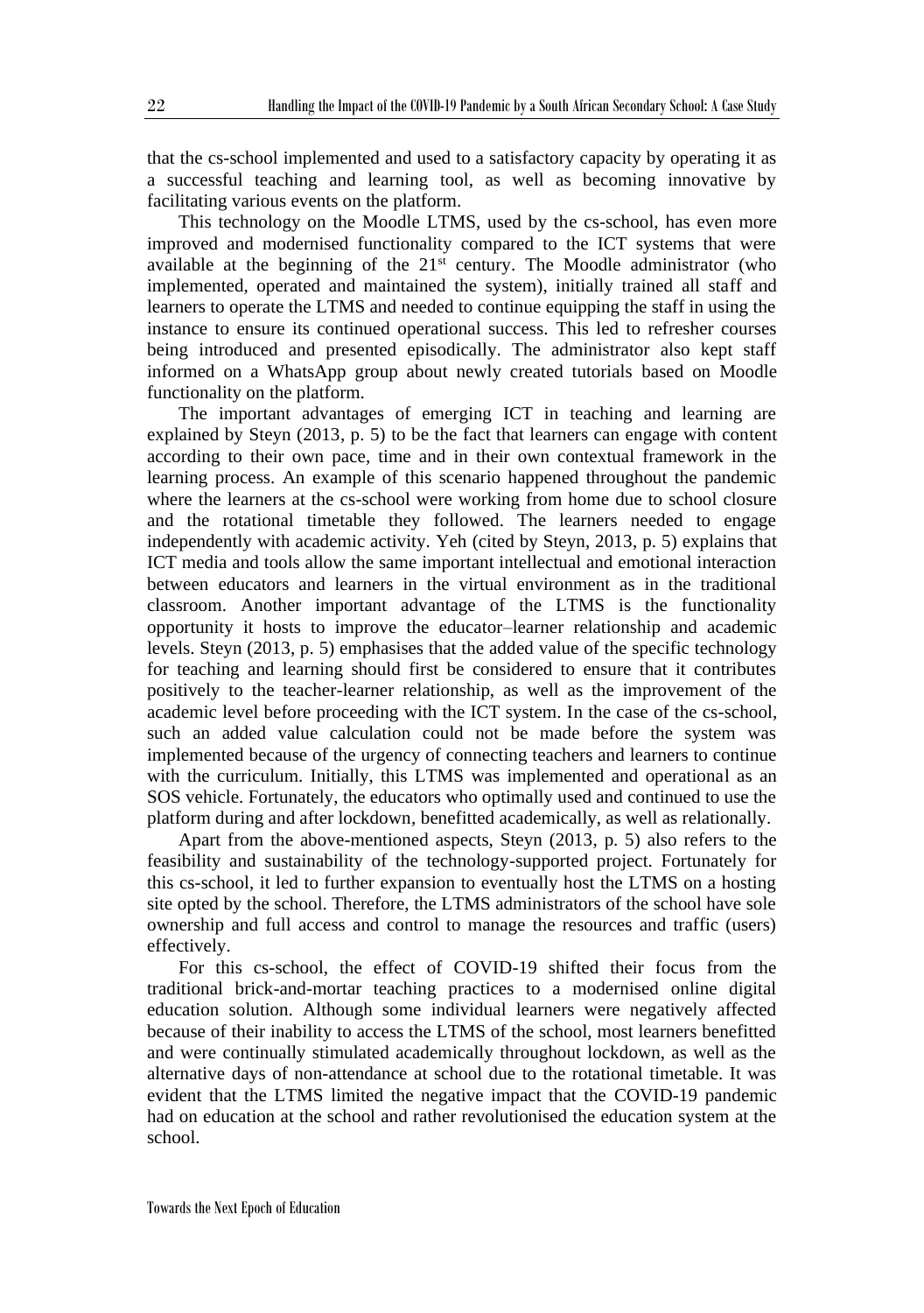that the cs-school implemented and used to a satisfactory capacity by operating it as a successful teaching and learning tool, as well as becoming innovative by facilitating various events on the platform.

This technology on the Moodle LTMS, used by the cs-school, has even more improved and modernised functionality compared to the ICT systems that were available at the beginning of the 21st century. The Moodle administrator (who implemented, operated and maintained the system), initially trained all staff and learners to operate the LTMS and needed to continue equipping the staff in using the instance to ensure its continued operational success. This led to refresher courses being introduced and presented episodically. The administrator also kept staff informed on a WhatsApp group about newly created tutorials based on Moodle functionality on the platform.

The important advantages of emerging ICT in teaching and learning are explained by Steyn (2013, p. 5) to be the fact that learners can engage with content according to their own pace, time and in their own contextual framework in the learning process. An example of this scenario happened throughout the pandemic where the learners at the cs-school were working from home due to school closure and the rotational timetable they followed. The learners needed to engage independently with academic activity. Yeh (cited by Steyn, 2013, p. 5) explains that ICT media and tools allow the same important intellectual and emotional interaction between educators and learners in the virtual environment as in the traditional classroom. Another important advantage of the LTMS is the functionality opportunity it hosts to improve the educator–learner relationship and academic levels. Steyn (2013, p. 5) emphasises that the added value of the specific technology for teaching and learning should first be considered to ensure that it contributes positively to the teacher-learner relationship, as well as the improvement of the academic level before proceeding with the ICT system. In the case of the cs-school, such an added value calculation could not be made before the system was implemented because of the urgency of connecting teachers and learners to continue with the curriculum. Initially, this LTMS was implemented and operational as an SOS vehicle. Fortunately, the educators who optimally used and continued to use the platform during and after lockdown, benefitted academically, as well as relationally.

Apart from the above-mentioned aspects, Steyn (2013, p. 5) also refers to the feasibility and sustainability of the technology-supported project. Fortunately for this cs-school, it led to further expansion to eventually host the LTMS on a hosting site opted by the school. Therefore, the LTMS administrators of the school have sole ownership and full access and control to manage the resources and traffic (users) effectively.

For this cs-school, the effect of COVID-19 shifted their focus from the traditional brick-and-mortar teaching practices to a modernised online digital education solution. Although some individual learners were negatively affected because of their inability to access the LTMS of the school, most learners benefitted and were continually stimulated academically throughout lockdown, as well as the alternative days of non-attendance at school due to the rotational timetable. It was evident that the LTMS limited the negative impact that the COVID-19 pandemic had on education at the school and rather revolutionised the education system at the school.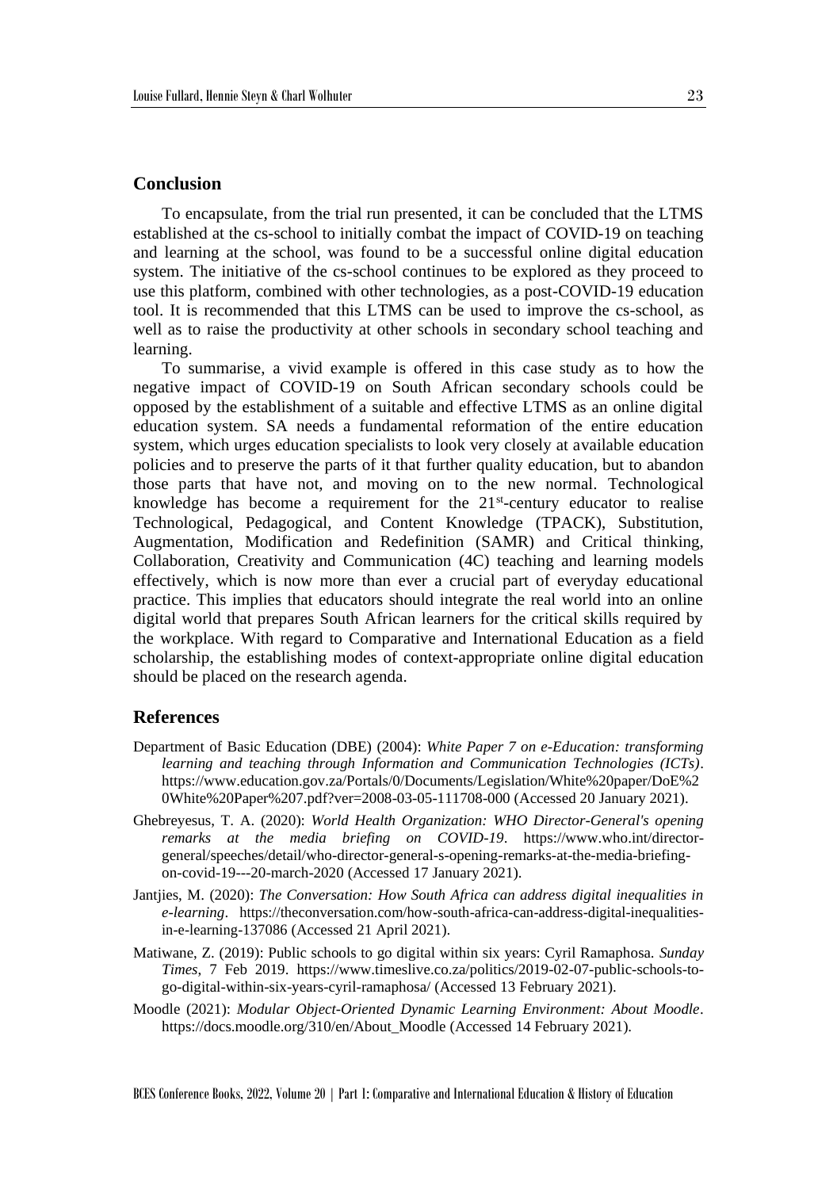## Conclusion

To encapsulate, from the trial run presented, it can be concluded that the LTMS established at the cs-school to initially combat the impact of COVID-19 on teaching and learning at the school, was found to be a successful online digital education system. The initiative of the cs-school continues to be explored as they proceed to use this platform, combined with other technologies, as a post-COVID-19 education tool. It is recommended that this LTMS can be used to improve the cs-school, as well as to raise the productivity at other schools in secondary school teaching and learning.

To summarise, a vivid example is offered in this case study as to how the negative impact of COVID-19 on South African secondary schools could be opposed by the establishment of a suitable and effective LTMS as an online digital education system. SA needs a fundamental reformation of the entire education system, which urges education specialists to look very closely at available education policies and to preserve the parts of it that further quality education, but to abandon those parts that have not, and moving on to the new normal. Technological knowledge has become a requirement for the 21st-century educator to realise Technological, Pedagogical, and Content Knowledge (TPACK), Substitution, Augmentation, Modification and Redefinition (SAMR) and Critical thinking, Collaboration, Creativity and Communication (4C) teaching and learning models effectively, which is now more than ever a crucial part of everyday educational practice. This implies that educators should integrate the real world into an online digital world that prepares South African learners for the critical skills required by the workplace. With regard to Comparative and International Education as a field scholarship, the establishing modes of context-appropriate online digital education should be placed on the research agenda.

## References

Department of Basic Education (DBE) (2004): *White Paper 7 on e-Education: transforming learning and teaching through Information and Communication Technologies (ICTs)*. https://www.education.gov.za/Portals/0/Documents/Legislation/White%20paper/DoE%20White%20Paper%207.pdf?ver=2008-03-05-111708-000 (Accessed 20 January 2021).

Ghebreyesus, T. A. (2020): *World Health Organization: WHO Director-General's opening remarks at the media briefing on COVID-19*. https://www.who.int/director-general/speeches/detail/who-director-general-s-opening-remarks-at-the-media-briefing-on-covid-19---20-march-2020 (Accessed 17 January 2021).

Jantjies, M. (2020): *The Conversation: How South Africa can address digital inequalities in e-learning*. https://theconversation.com/how-south-africa-can-address-digital-inequalities-in-e-learning-137086 (Accessed 21 April 2021).

Matiwane, Z. (2019): Public schools to go digital within six years: Cyril Ramaphosa. *Sunday Times*, 7 Feb 2019. https://www.timeslive.co.za/politics/2019-02-07-public-schools-to-go-digital-within-six-years-cyril-ramaphosa/ (Accessed 13 February 2021).

Moodle (2021): *Modular Object-Oriented Dynamic Learning Environment: About Moodle*. https://docs.moodle.org/310/en/About_Moodle (Accessed 14 February 2021).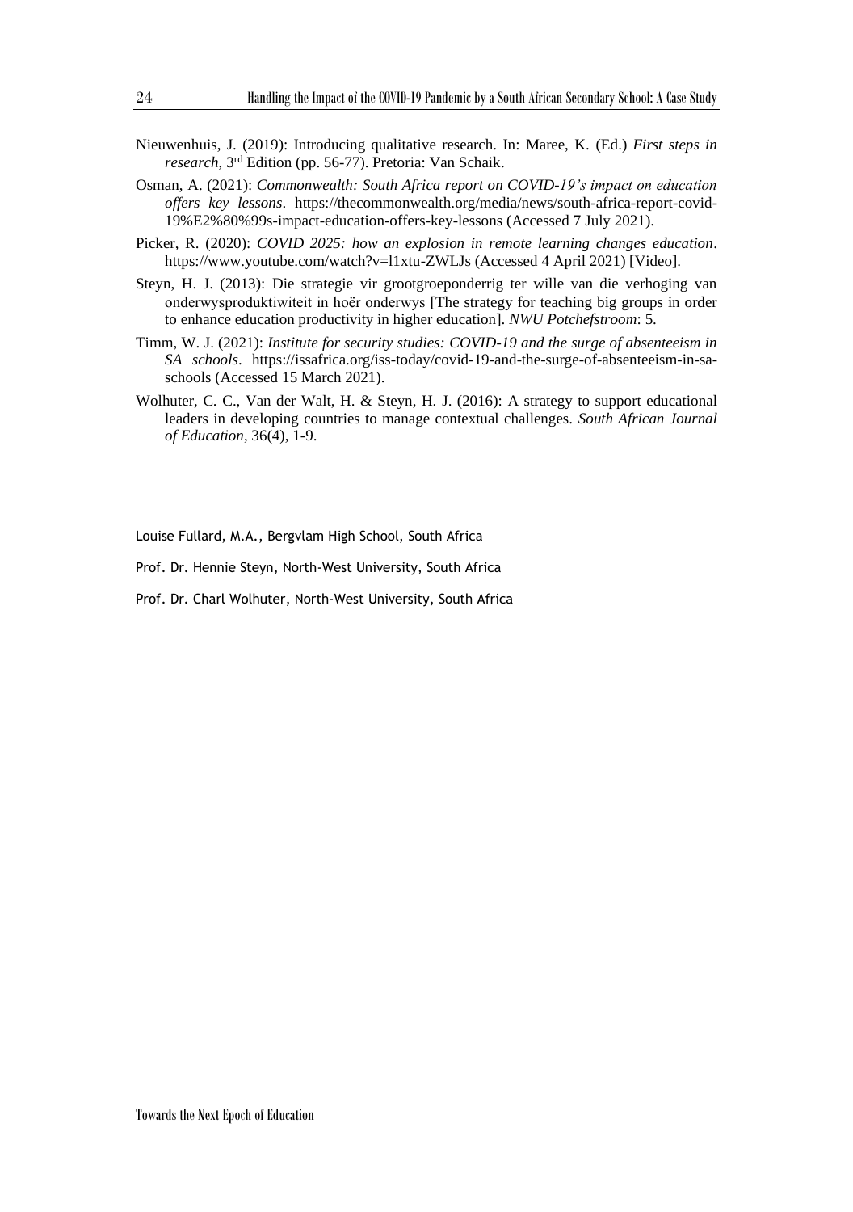Nieuwenhuis, J. (2019): Introducing qualitative research. In: Maree, K. (Ed.) *First steps in research*, 3rd Edition (pp. 56-77). Pretoria: Van Schaik.

Osman, A. (2021): *Commonwealth: South Africa report on COVID-19's impact on education offers key lessons*. https://thecommonwealth.org/media/news/south-africa-report-covid-19%E2%80%99s-impact-education-offers-key-lessons (Accessed 7 July 2021).

Picker, R. (2020): *COVID 2025: how an explosion in remote learning changes education*. https://www.youtube.com/watch?v=l1xtu-ZWLJs (Accessed 4 April 2021) [Video].

Steyn, H. J. (2013): Die strategie vir grootgroeponderrig ter wille van die verhoging van onderwysproduktiwiteit in hoër onderwys [The strategy for teaching big groups in order to enhance education productivity in higher education]. *NWU Potchefstroom*: 5.

Timm, W. J. (2021): *Institute for security studies: COVID-19 and the surge of absenteeism in SA schools*. https://issafrica.org/iss-today/covid-19-and-the-surge-of-absenteeism-in-sa-schools (Accessed 15 March 2021).

Wolhuter, C. C., Van der Walt, H. & Steyn, H. J. (2016): A strategy to support educational leaders in developing countries to manage contextual challenges. *South African Journal of Education*, 36(4), 1-9.

Louise Fullard, M.A., Bergvlam High School, South Africa

Prof. Dr. Hennie Steyn, North-West University, South Africa

Prof. Dr. Charl Wolhuter, North-West University, South Africa